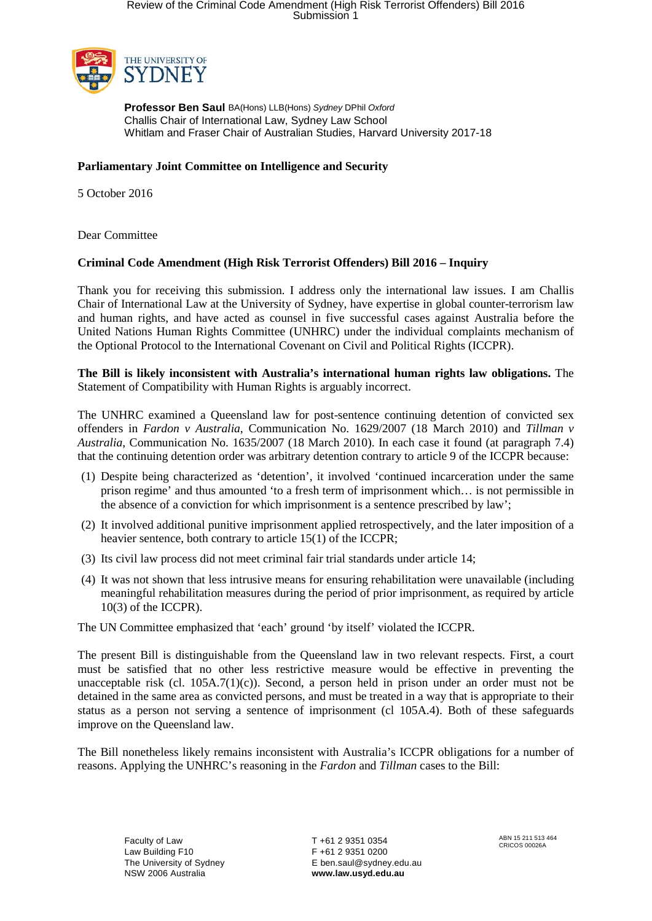**Professor Ben Saul** BA(Hons) LLB(Hons) *Sydney* DPhil *Oxford*
Challis Chair of International Law, Sydney Law School
Whitlam and Fraser Chair of Australian Studies, Harvard University 2017-18

**Parliamentary Joint Committee on Intelligence and Security**

5 October 2016

Dear Committee

**Criminal Code Amendment (High Risk Terrorist Offenders) Bill 2016 – Inquiry**

Thank you for receiving this submission. I address only the international law issues. I am Challis Chair of International Law at the University of Sydney, have expertise in global counter-terrorism law and human rights, and have acted as counsel in five successful cases against Australia before the United Nations Human Rights Committee (UNHRC) under the individual complaints mechanism of the Optional Protocol to the International Covenant on Civil and Political Rights (ICCPR).

**The Bill is likely inconsistent with Australia's international human rights law obligations.** The Statement of Compatibility with Human Rights is arguably incorrect.

The UNHRC examined a Queensland law for post-sentence continuing detention of convicted sex offenders in *Fardon v Australia*, Communication No. 1629/2007 (18 March 2010) and *Tillman v Australia*, Communication No. 1635/2007 (18 March 2010). In each case it found (at paragraph 7.4) that the continuing detention order was arbitrary detention contrary to article 9 of the ICCPR because:

(1) Despite being characterized as 'detention', it involved 'continued incarceration under the same prison regime' and thus amounted 'to a fresh term of imprisonment which… is not permissible in the absence of a conviction for which imprisonment is a sentence prescribed by law';

(2) It involved additional punitive imprisonment applied retrospectively, and the later imposition of a heavier sentence, both contrary to article 15(1) of the ICCPR;

(3) Its civil law process did not meet criminal fair trial standards under article 14;

(4) It was not shown that less intrusive means for ensuring rehabilitation were unavailable (including meaningful rehabilitation measures during the period of prior imprisonment, as required by article 10(3) of the ICCPR).

The UN Committee emphasized that 'each' ground 'by itself' violated the ICCPR.

The present Bill is distinguishable from the Queensland law in two relevant respects. First, a court must be satisfied that no other less restrictive measure would be effective in preventing the unacceptable risk (cl. 105A.7(1)(c)). Second, a person held in prison under an order must not be detained in the same area as convicted persons, and must be treated in a way that is appropriate to their status as a person not serving a sentence of imprisonment (cl 105A.4). Both of these safeguards improve on the Queensland law.

The Bill nonetheless likely remains inconsistent with Australia's ICCPR obligations for a number of reasons. Applying the UNHRC's reasoning in the *Fardon* and *Tillman* cases to the Bill:

Faculty of Law
Law Building F10
The University of Sydney
NSW 2006 Australia

T +61 2 9351 0354
F +61 2 9351 0200
E ben.saul@sydney.edu.au
**www.law.usyd.edu.au**

ABN 15 211 513 464
CRICOS 00026A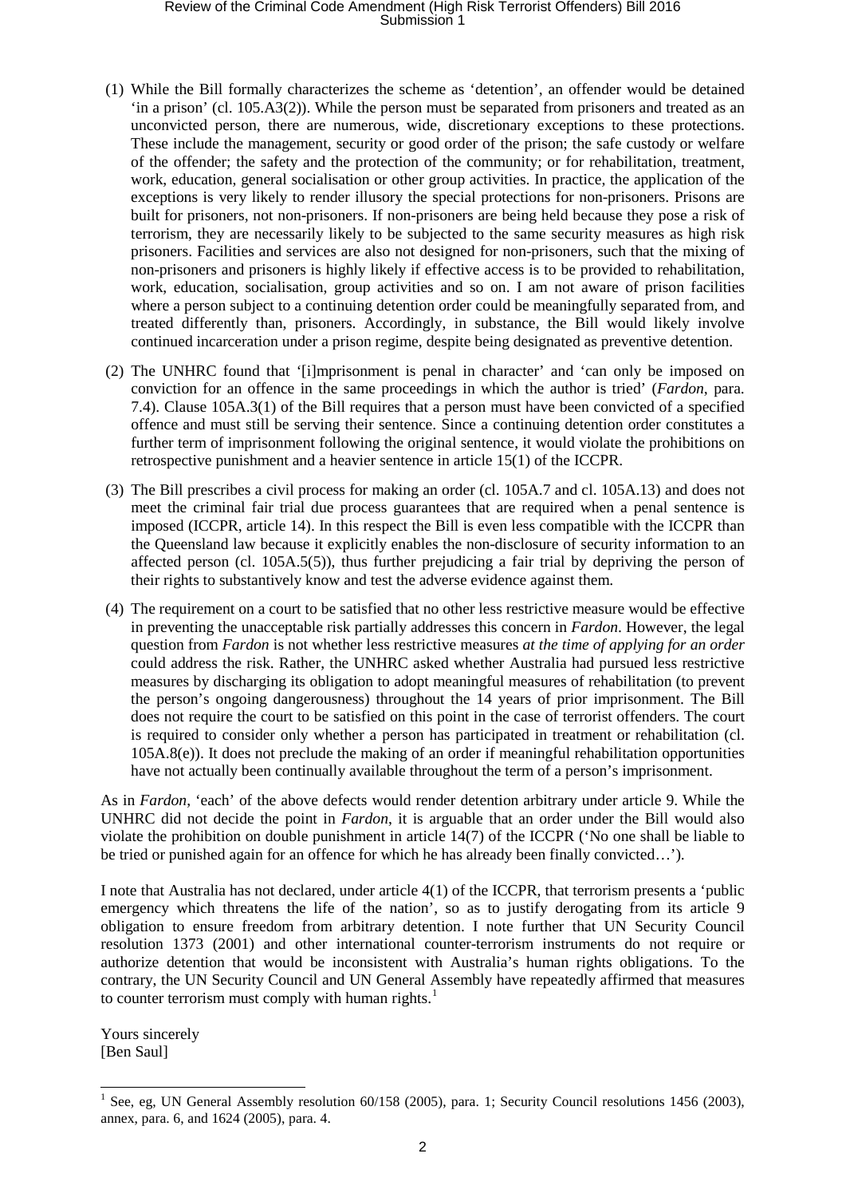(1) While the Bill formally characterizes the scheme as 'detention', an offender would be detained 'in a prison' (cl. 105.A3(2)). While the person must be separated from prisoners and treated as an unconvicted person, there are numerous, wide, discretionary exceptions to these protections. These include the management, security or good order of the prison; the safe custody or welfare of the offender; the safety and the protection of the community; or for rehabilitation, treatment, work, education, general socialisation or other group activities. In practice, the application of the exceptions is very likely to render illusory the special protections for non-prisoners. Prisons are built for prisoners, not non-prisoners. If non-prisoners are being held because they pose a risk of terrorism, they are necessarily likely to be subjected to the same security measures as high risk prisoners. Facilities and services are also not designed for non-prisoners, such that the mixing of non-prisoners and prisoners is highly likely if effective access is to be provided to rehabilitation, work, education, socialisation, group activities and so on. I am not aware of prison facilities where a person subject to a continuing detention order could be meaningfully separated from, and treated differently than, prisoners. Accordingly, in substance, the Bill would likely involve continued incarceration under a prison regime, despite being designated as preventive detention.

(2) The UNHRC found that '[i]mprisonment is penal in character' and 'can only be imposed on conviction for an offence in the same proceedings in which the author is tried' (*Fardon*, para. 7.4). Clause 105A.3(1) of the Bill requires that a person must have been convicted of a specified offence and must still be serving their sentence. Since a continuing detention order constitutes a further term of imprisonment following the original sentence, it would violate the prohibitions on retrospective punishment and a heavier sentence in article 15(1) of the ICCPR.

(3) The Bill prescribes a civil process for making an order (cl. 105A.7 and cl. 105A.13) and does not meet the criminal fair trial due process guarantees that are required when a penal sentence is imposed (ICCPR, article 14). In this respect the Bill is even less compatible with the ICCPR than the Queensland law because it explicitly enables the non-disclosure of security information to an affected person (cl. 105A.5(5)), thus further prejudicing a fair trial by depriving the person of their rights to substantively know and test the adverse evidence against them.

(4) The requirement on a court to be satisfied that no other less restrictive measure would be effective in preventing the unacceptable risk partially addresses this concern in *Fardon*. However, the legal question from *Fardon* is not whether less restrictive measures *at the time of applying for an order* could address the risk. Rather, the UNHRC asked whether Australia had pursued less restrictive measures by discharging its obligation to adopt meaningful measures of rehabilitation (to prevent the person's ongoing dangerousness) throughout the 14 years of prior imprisonment. The Bill does not require the court to be satisfied on this point in the case of terrorist offenders. The court is required to consider only whether a person has participated in treatment or rehabilitation (cl. 105A.8(e)). It does not preclude the making of an order if meaningful rehabilitation opportunities have not actually been continually available throughout the term of a person's imprisonment.

As in *Fardon*, 'each' of the above defects would render detention arbitrary under article 9. While the UNHRC did not decide the point in *Fardon*, it is arguable that an order under the Bill would also violate the prohibition on double punishment in article 14(7) of the ICCPR ('No one shall be liable to be tried or punished again for an offence for which he has already been finally convicted…').

I note that Australia has not declared, under article 4(1) of the ICCPR, that terrorism presents a 'public emergency which threatens the life of the nation', so as to justify derogating from its article 9 obligation to ensure freedom from arbitrary detention. I note further that UN Security Council resolution 1373 (2001) and other international counter-terrorism instruments do not require or authorize detention that would be inconsistent with Australia's human rights obligations. To the contrary, the UN Security Council and UN General Assembly have repeatedly affirmed that measures to counter terrorism must comply with human rights.[1]

Yours sincerely
[Ben Saul]

[1] See, eg, UN General Assembly resolution 60/158 (2005), para. 1; Security Council resolutions 1456 (2003), annex, para. 6, and 1624 (2005), para. 4.